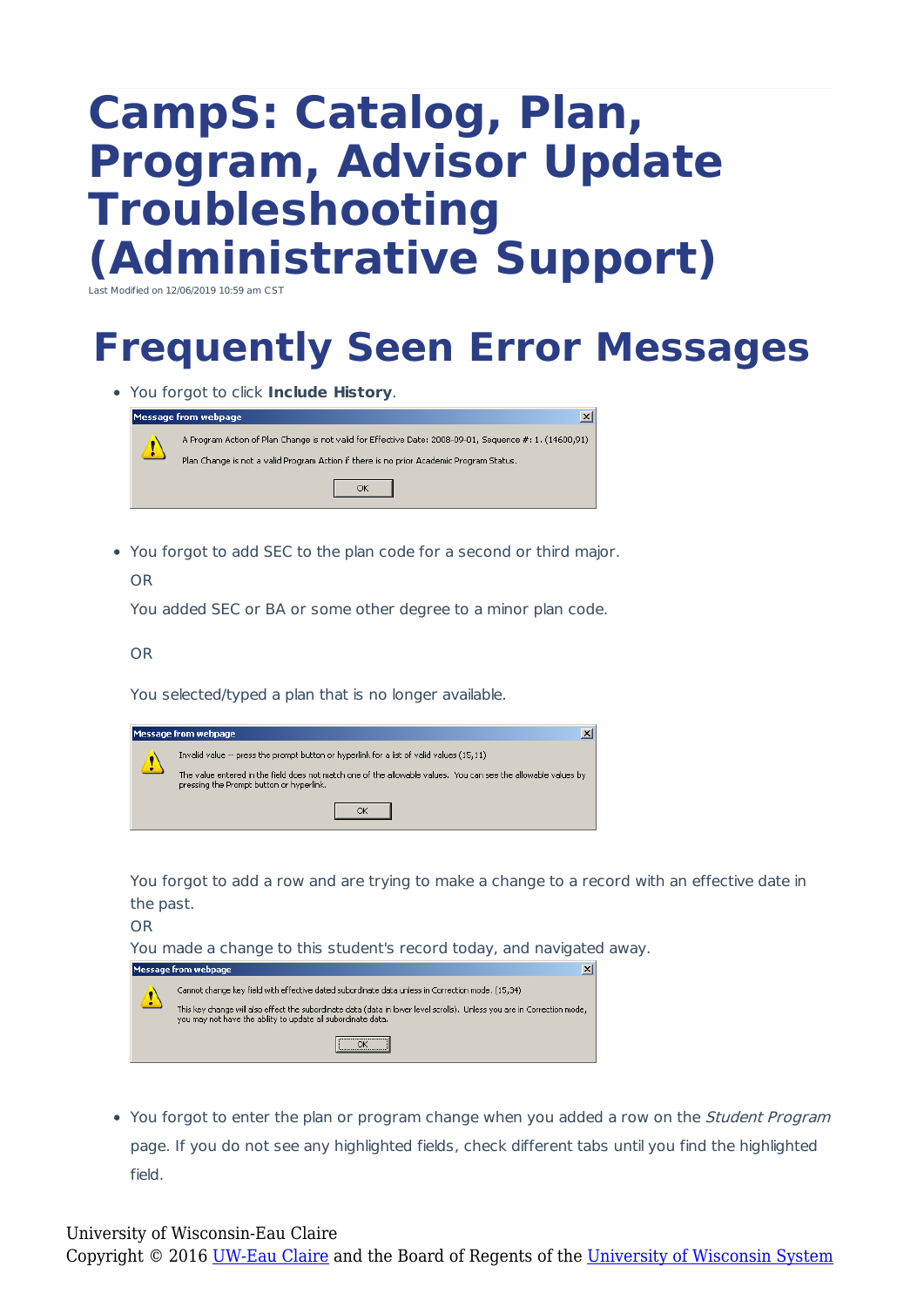# CampS: Catalog, Plan, Program, Advisor Update Troubleshooting (Administrative Support)

Last Modified on 12/06/2019 10:59 am CST

# Frequently Seen Error Messages

- You forgot to click **Include History**.

  Message from webpage

  A Program Action of Plan Change is not valid for Effective Date: 2008-09-01, Sequence #: 1. (14600,91)

  Plan Change is not a valid Program Action if there is no prior Academic Program Status.

  OK

- You forgot to add SEC to the plan code for a second or third major.

  OR

  You added SEC or BA or some other degree to a minor plan code.

  OR

  You selected/typed a plan that is no longer available.

  Message from webpage

  Invalid value -- press the prompt button or hyperlink for a list of valid values (15,11)

  The value entered in the field does not match one of the allowable values. You can see the allowable values by pressing the Prompt button or hyperlink.

  OK

  You forgot to add a row and are trying to make a change to a record with an effective date in the past.

  OR

  You made a change to this student's record today, and navigated away.

  Message from webpage

  Cannot change key field with effective dated subordinate data unless in Correction mode. (15,34)

  This key change will also effect the subordinate data (data in lower level scrolls). Unless you are in Correction mode, you may not have the ability to update all subordinate data.

  OK

- You forgot to enter the plan or program change when you added a row on the *Student Program* page. If you do not see any highlighted fields, check different tabs until you find the highlighted field.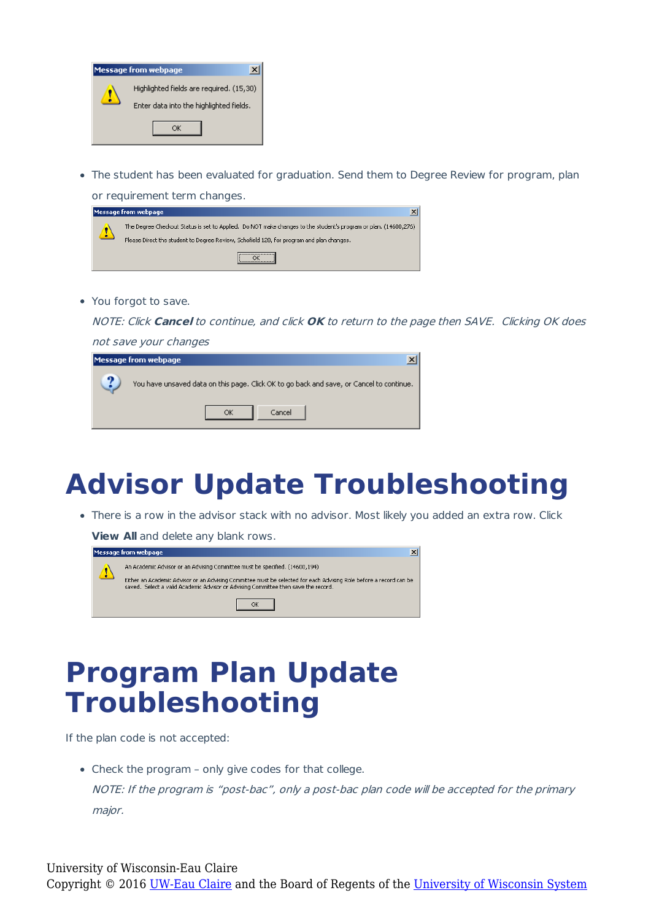Message from webpage

Highlighted fields are required. (15,30)

Enter data into the highlighted fields.

OK

- The student has been evaluated for graduation. Send them to Degree Review for program, plan or requirement term changes.

Message from webpage

The Degree Checkout Status is set to Applied. Do NOT make changes to the student's program or plan. (14600,276)

Please Direct the student to Degree Review, Schofield 128, for program and plan changes.

OK

- You forgot to save.

  *NOTE: Click **Cancel** to continue, and click **OK** to return to the page then SAVE. Clicking OK does not save your changes*

Message from webpage

You have unsaved data on this page. Click OK to go back and save, or Cancel to continue.

OK Cancel

# Advisor Update Troubleshooting

- There is a row in the advisor stack with no advisor. Most likely you added an extra row. Click **View All** and delete any blank rows.

Message from webpage

An Academic Advisor or an Advising Committee must be specified. (14600,194)

Either an Academic Advisor or an Advising Committee must be selected for each Advising Role before a record can be saved. Select a valid Academic Advisor or Advising Committee then save the record.

OK

# Program Plan Update Troubleshooting

If the plan code is not accepted:

- Check the program – only give codes for that college.

  *NOTE: If the program is "post-bac", only a post-bac plan code will be accepted for the primary major.*

University of Wisconsin-Eau Claire
Copyright © 2016 UW-Eau Claire and the Board of Regents of the University of Wisconsin System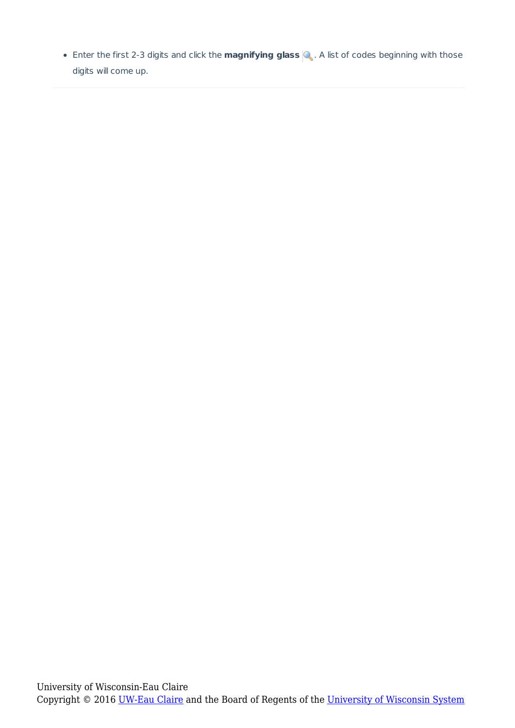- Enter the first 2-3 digits and click the **magnifying glass**. A list of codes beginning with those digits will come up.

---

University of Wisconsin-Eau Claire
Copyright © 2016 UW-Eau Claire and the Board of Regents of the University of Wisconsin System